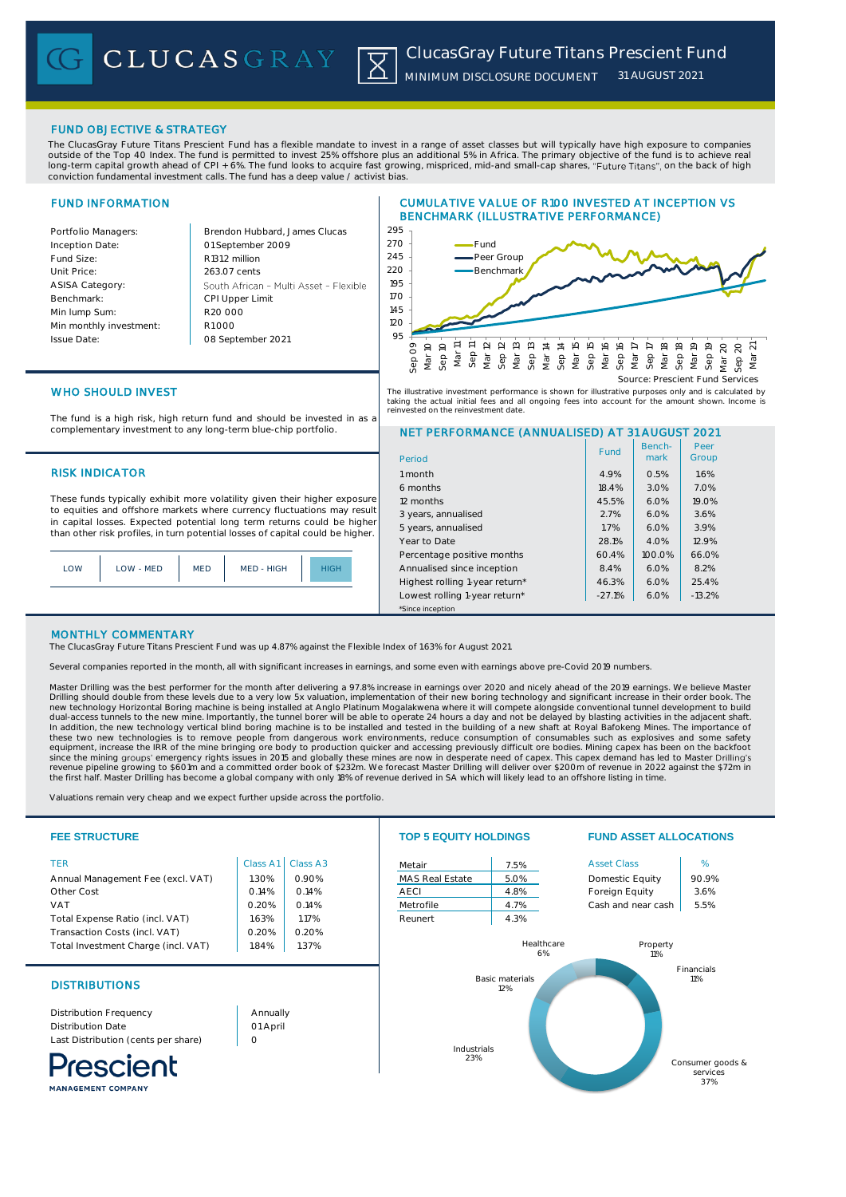# CLUCASGRAY

## ClucasGray Future Titans Prescient Fund

MINIMUM DISCLOSURE DOCUMENT 31 AUGUST 2021

## FUND OBJECTIVE & STRATEGY

The ClucasGray Future Titans Prescient Fund has a flexible mandate to invest in a range of asset classes but will typically have high exposure to companies outside of the Top 40 Index. The fund is permitted to invest 25% offshore plus an additional 5% in Africa. The primary objective of the fund is to achieve real long-term capital growth ahead of CPI + 6%. The fund looks to acquire fast growing, mispriced, mid-and small-cap shares, "Future Titans", on the back of high conviction fundamental investment calls. The fund has a deep value / activist bias.

## FUND INFORMATION

| | |
|---|---|
| Portfolio Managers: | Brendon Hubbard, James Clucas |
| Inception Date: | 01 September 2009 |
| Fund Size: | R1312 million |
| Unit Price: | 263.07 cents |
| ASISA Category: | South African – Multi Asset – Flexible |
| Benchmark: | CPI Upper Limit |
| Min lump Sum: | R20 000 |
| Min monthly investment: | R1000 |
| Issue Date: | 08 September 2021 |

## CUMULATIVE VALUE OF R100 INVESTED AT INCEPTION VS BENCHMARK (ILLUSTRATIVE PERFORMANCE)

Source: Prescient Fund Services

The illustrative investment performance is shown for illustrative purposes only and is calculated by taking the actual initial fees and all ongoing fees into account for the amount shown. Income is reinvested on the reinvestment date.

## WHO SHOULD INVEST

The fund is a high risk, high return fund and should be invested in as a complementary investment to any long-term blue-chip portfolio.

## RISK INDICATOR

These funds typically exhibit more volatility given their higher exposure to equities and offshore markets where currency fluctuations may result in capital losses. Expected potential long term returns could be higher than other risk profiles, in turn potential losses of capital could be higher.

| LOW | LOW - MED | MED | MED - HIGH | **HIGH** |
|---|---|---|---|---|

## NET PERFORMANCE (ANNUALISED) AT 31 AUGUST 2021

| Period | Fund | Benchmark | Peer Group |
|---|---|---|---|
| 1 month | 4.9% | 0.5% | 1.6% |
| 6 months | 18.4% | 3.0% | 7.0% |
| 12 months | 45.5% | 6.0% | 19.0% |
| 3 years, annualised | 2.7% | 6.0% | 3.6% |
| 5 years, annualised | 1.7% | 6.0% | 3.9% |
| Year to Date | 28.1% | 4.0% | 12.9% |
| Percentage positive months | 60.4% | 100.0% | 66.0% |
| Annualised since inception | 8.4% | 6.0% | 8.2% |
| Highest rolling 1-year return* | 46.3% | 6.0% | 25.4% |
| Lowest rolling 1-year return* | -27.1% | 6.0% | -13.2% |

*Since inception

## MONTHLY COMMENTARY

The ClucasGray Future Titans Prescient Fund was up 4.87% against the Flexible Index of 1.63% for August 2021.

Several companies reported in the month, all with significant increases in earnings, and some even with earnings above pre-Covid 2019 numbers.

Master Drilling was the best performer for the month after delivering a 97.8% increase in earnings over 2020 and nicely ahead of the 2019 earnings. We believe Master Drilling should double from these levels due to a very low 5x valuation, implementation of their new boring technology and significant increase in their order book. The new technology Horizontal Boring machine is being installed at Anglo Platinum Mogalakwena where it will compete alongside conventional tunnel development to build dual-access tunnels to the new mine. Importantly, the tunnel borer will be able to operate 24 hours a day and not be delayed by blasting activities in the adjacent shaft. In addition, the new technology vertical blind boring machine is to be installed and tested in the building of a new shaft at Royal Bafokeng Mines. The importance of these two new technologies is to remove people from dangerous work environments, reduce consumption of consumables such as explosives and some safety equipment, increase the IRR of the mine bringing ore body to production quicker and accessing previously difficult ore bodies. Mining capex has been on the backfoot since the mining groups' emergency rights issues in 2015 and globally these mines are now in desperate need of capex. This capex demand has led to Master Drilling's revenue pipeline growing to $601m and a committed order book of $232m. We forecast Master Drilling will deliver over $200m of revenue in 2022 against the $72m in the first half. Master Drilling has become a global company with only 18% of revenue derived in SA which will likely lead to an offshore listing in time.

Valuations remain very cheap and we expect further upside across the portfolio.

## FEE STRUCTURE

| TER | Class A1 | Class A3 |
|---|---|---|
| Annual Management Fee (excl. VAT) | 1.30% | 0.90% |
| Other Cost | 0.14% | 0.14% |
| VAT | 0.20% | 0.14% |
| Total Expense Ratio (incl. VAT) | 1.63% | 1.17% |
| Transaction Costs (incl. VAT) | 0.20% | 0.20% |
| Total Investment Charge (incl. VAT) | 1.84% | 1.37% |

## TOP 5 EQUITY HOLDINGS

| | |
|---|---|
| Metair | 7.5% |
| MAS Real Estate | 5.0% |
| AECI | 4.8% |
| Metrofile | 4.7% |
| Reunert | 4.3% |

## FUND ASSET ALLOCATIONS

| Asset Class | % |
|---|---|
| Domestic Equity | 90.9% |
| Foreign Equity | 3.6% |
| Cash and near cash | 5.5% |

| Sector | % |
|---|---|
| Consumer goods & services | 37% |
| Industrials | 23% |
| Basic materials | 12% |
| Property | 11% |
| Financials | 11% |
| Healthcare | 6% |

## DISTRIBUTIONS

| | |
|---|---|
| Distribution Frequency | Annually |
| Distribution Date | 01 April |
| Last Distribution (cents per share) | 0 |

Prescient MANAGEMENT COMPANY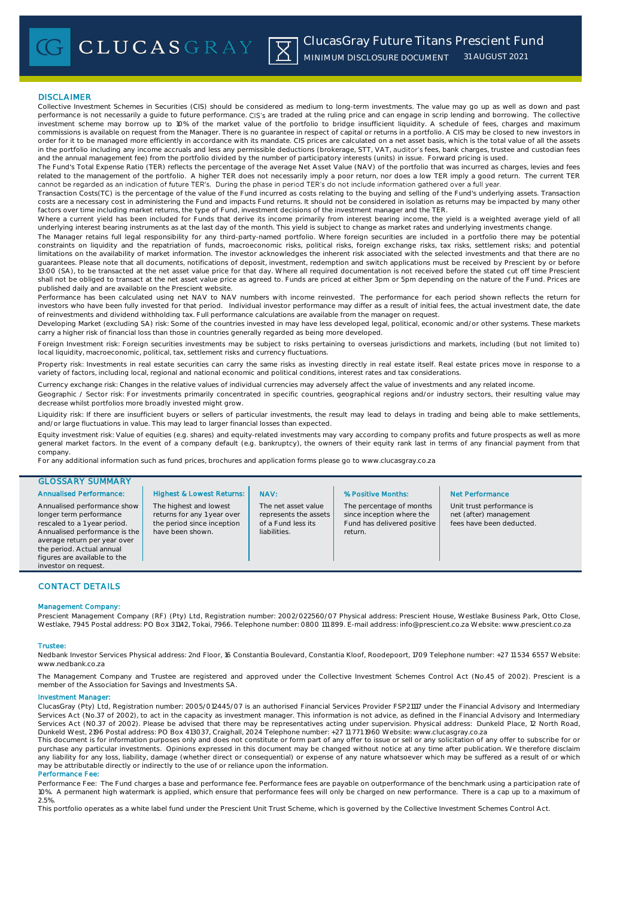# CLUCASGRAY

## ClucasGray Future Titans Prescient Fund

MINIMUM DISCLOSURE DOCUMENT 31 AUGUST 2021

## DISCLAIMER

Collective Investment Schemes in Securities (CIS) should be considered as medium to long-term investments. The value may go up as well as down and past performance is not necessarily a guide to future performance. CIS's are traded at the ruling price and can engage in scrip lending and borrowing. The collective investment scheme may borrow up to 10% of the market value of the portfolio to bridge insufficient liquidity. A schedule of fees, charges and maximum commissions is available on request from the Manager. There is no guarantee in respect of capital or returns in a portfolio. A CIS may be closed to new investors in order for it to be managed more efficiently in accordance with its mandate. CIS prices are calculated on a net asset basis, which is the total value of all the assets in the portfolio including any income accruals and less any permissible deductions (brokerage, STT, VAT, auditor's fees, bank charges, trustee and custodian fees and the annual management fee) from the portfolio divided by the number of participatory interests (units) in issue. Forward pricing is used.

The Fund's Total Expense Ratio (TER) reflects the percentage of the average Net Asset Value (NAV) of the portfolio that was incurred as charges, levies and fees related to the management of the portfolio. A higher TER does not necessarily imply a poor return, nor does a low TER imply a good return. The current TER cannot be regarded as an indication of future TER's. During the phase in period TER's do not include information gathered over a full year.

Transaction Costs(TC) is the percentage of the value of the Fund incurred as costs relating to the buying and selling of the Fund's underlying assets. Transaction costs are a necessary cost in administering the Fund and impacts Fund returns. It should not be considered in isolation as returns may be impacted by many other factors over time including market returns, the type of Fund, investment decisions of the investment manager and the TER.

Where a current yield has been included for Funds that derive its income primarily from interest bearing income, the yield is a weighted average yield of all underlying interest bearing instruments as at the last day of the month. This yield is subject to change as market rates and underlying investments change.

The Manager retains full legal responsibility for any third-party-named portfolio. Where foreign securities are included in a portfolio there may be potential constraints on liquidity and the repatriation of funds, macroeconomic risks, political risks, foreign exchange risks, tax risks, settlement risks; and potential limitations on the availability of market information. The investor acknowledges the inherent risk associated with the selected investments and that there are no guarantees. Please note that all documents, notifications of deposit, investment, redemption and switch applications must be received by Prescient by or before 13:00 (SA), to be transacted at the net asset value price for that day. Where all required documentation is not received before the stated cut off time Prescient shall not be obliged to transact at the net asset value price as agreed to. Funds are priced at either 3pm or 5pm depending on the nature of the Fund. Prices are published daily and are available on the Prescient website.

Performance has been calculated using net NAV to NAV numbers with income reinvested. The performance for each period shown reflects the return for investors who have been fully invested for that period. Individual investor performance may differ as a result of initial fees, the actual investment date, the date of reinvestments and dividend withholding tax. Full performance calculations are available from the manager on request.

Developing Market (excluding SA) risk: Some of the countries invested in may have less developed legal, political, economic and/or other systems. These markets carry a higher risk of financial loss than those in countries generally regarded as being more developed.

Foreign Investment risk: Foreign securities investments may be subject to risks pertaining to overseas jurisdictions and markets, including (but not limited to) local liquidity, macroeconomic, political, tax, settlement risks and currency fluctuations.

Property risk: Investments in real estate securities can carry the same risks as investing directly in real estate itself. Real estate prices move in response to a variety of factors, including local, regional and national economic and political conditions, interest rates and tax considerations.

Currency exchange risk: Changes in the relative values of individual currencies may adversely affect the value of investments and any related income.

Geographic / Sector risk: For investments primarily concentrated in specific countries, geographical regions and/or industry sectors, their resulting value may decrease whilst portfolios more broadly invested might grow.

Liquidity risk: If there are insufficient buyers or sellers of particular investments, the result may lead to delays in trading and being able to make settlements, and/or large fluctuations in value. This may lead to larger financial losses than expected.

Equity investment risk: Value of equities (e.g. shares) and equity-related investments may vary according to company profits and future prospects as well as more general market factors. In the event of a company default (e.g. bankruptcy), the owners of their equity rank last in terms of any financial payment from that company.

For any additional information such as fund prices, brochures and application forms please go to www.clucasgray.co.za

## GLOSSARY SUMMARY

**Annualised Performance:** Annualised performance show longer term performance rescaled to a 1 year period. Annualised performance is the average return per year over the period. Actual annual figures are available to the investor on request.

**Highest & Lowest Returns:** The highest and lowest returns for any 1 year over the period since inception have been shown.

**NAV:** The net asset value represents the assets of a Fund less its liabilities.

**% Positive Months:** The percentage of months since inception where the Fund has delivered positive return.

**Net Performance:** Unit trust performance is net (after) management fees have been deducted.

## CONTACT DETAILS

### Management Company:

Prescient Management Company (RF) (Pty) Ltd, Registration number: 2002/022560/07 Physical address: Prescient House, Westlake Business Park, Otto Close, Westlake, 7945 Postal address: PO Box 31142, Tokai, 7966. Telephone number: 0800 111 899. E-mail address: info@prescient.co.za Website: www.prescient.co.za

### Trustee:

Nedbank Investor Services Physical address: 2nd Floor, 16 Constantia Boulevard, Constantia Kloof, Roodepoort, 1709 Telephone number: +27 11 534 6557 Website: www.nedbank.co.za

The Management Company and Trustee are registered and approved under the Collective Investment Schemes Control Act (No.45 of 2002). Prescient is a member of the Association for Savings and Investments SA.

### Investment Manager:

ClucasGray (Pty) Ltd, Registration number: 2005/012445/07 is an authorised Financial Services Provider FSP21117 under the Financial Advisory and Intermediary Services Act (No.37 of 2002), to act in the capacity as investment manager. This information is not advice, as defined in the Financial Advisory and Intermediary Services Act (N0.37 of 2002). Please be advised that there may be representatives acting under supervision. Physical address: Dunkeld Place, 12 North Road, Dunkeld West, 2196 Postal address: PO Box 413037, Craighall, 2024 Telephone number: +27 11 771 1960 Website: www.clucasgray.co.za

This document is for information purposes only and does not constitute or form part of any offer to issue or sell or any solicitation of any offer to subscribe for or purchase any particular investments. Opinions expressed in this document may be changed without notice at any time after publication. We therefore disclaim any liability for any loss, liability, damage (whether direct or consequential) or expense of any nature whatsoever which may be suffered as a result of or which may be attributable directly or indirectly to the use of or reliance upon the information.

### Performance Fee:

Performance Fee: The Fund charges a base and performance fee. Performance fees are payable on outperformance of the benchmark using a participation rate of 10%. A permanent high watermark is applied, which ensure that performance fees will only be charged on new performance. There is a cap up to a maximum of 2.5%.

This portfolio operates as a white label fund under the Prescient Unit Trust Scheme, which is governed by the Collective Investment Schemes Control Act.